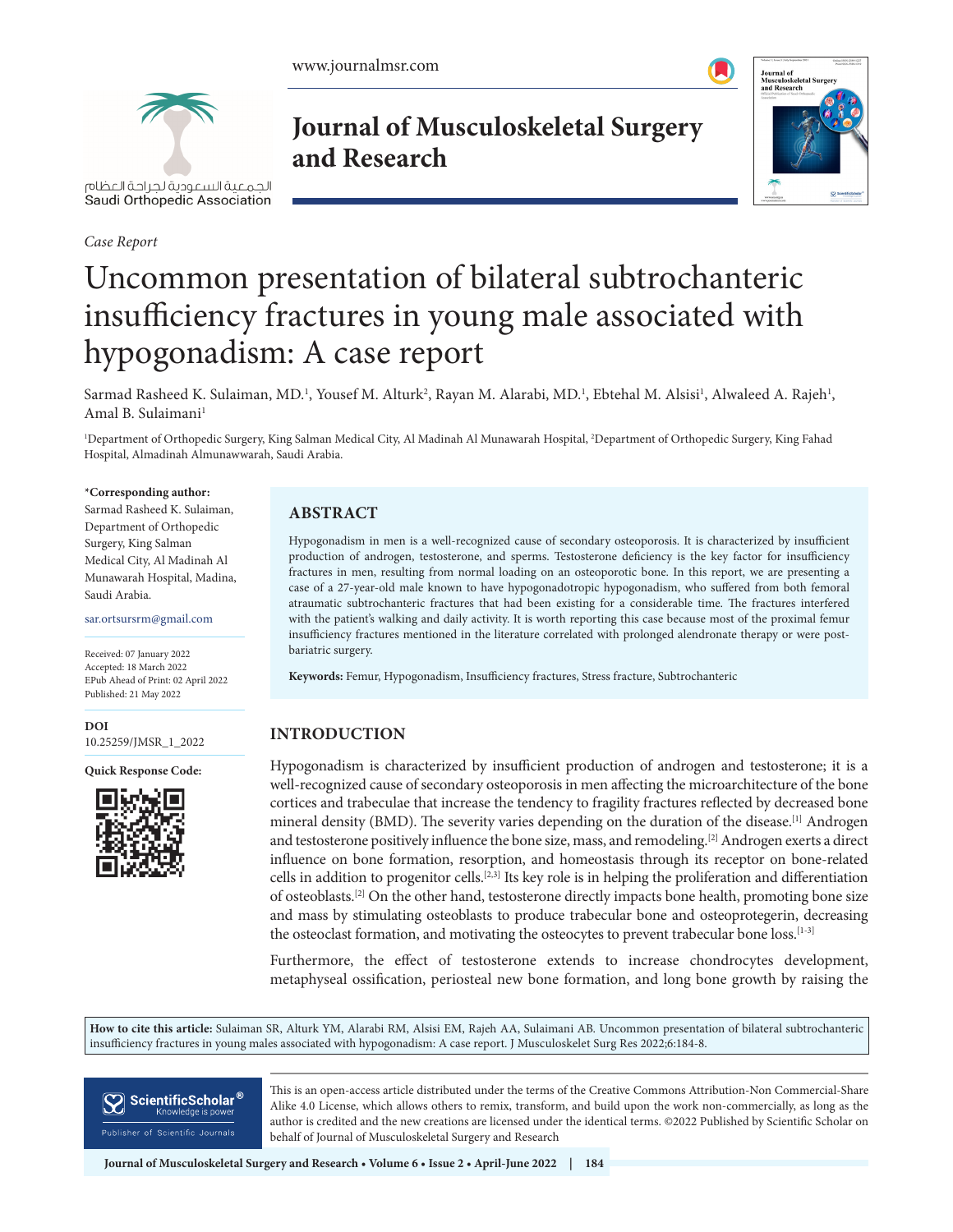*Case Report*

# Uncommon presentation of bilateral subtrochanteric insufficiency fractures in young male associated with hypogonadism: A case report

Sarmad Rasheed K. Sulaiman, MD.[1], Yousef M. Alturk[2], Rayan M. Alarabi, MD.[1], Ebtehal M. Alsisi[1], Alwaleed A. Rajeh[1], Amal B. Sulaimani[1]

[1]Department of Orthopedic Surgery, King Salman Medical City, Al Madinah Al Munawarah Hospital, [2]Department of Orthopedic Surgery, King Fahad Hospital, Almadinah Almunawwarah, Saudi Arabia.

**\*Corresponding author:**
Sarmad Rasheed K. Sulaiman, Department of Orthopedic Surgery, King Salman Medical City, Al Madinah Al Munawarah Hospital, Madina, Saudi Arabia.

sar.ortsursrm@gmail.com

Received: 07 January 2022
Accepted: 18 March 2022
EPub Ahead of Print: 02 April 2022
Published: 21 May 2022

**DOI**
10.25259/JMSR_1_2022

**Quick Response Code:**

## ABSTRACT

Hypogonadism in men is a well-recognized cause of secondary osteoporosis. It is characterized by insufficient production of androgen, testosterone, and sperms. Testosterone deficiency is the key factor for insufficiency fractures in men, resulting from normal loading on an osteoporotic bone. In this report, we are presenting a case of a 27-year-old male known to have hypogonadotropic hypogonadism, who suffered from both femoral atraumatic subtrochanteric fractures that had been existing for a considerable time. The fractures interfered with the patient's walking and daily activity. It is worth reporting this case because most of the proximal femur insufficiency fractures mentioned in the literature correlated with prolonged alendronate therapy or were post-bariatric surgery.

**Keywords:** Femur, Hypogonadism, Insufficiency fractures, Stress fracture, Subtrochanteric

## INTRODUCTION

Hypogonadism is characterized by insufficient production of androgen and testosterone; it is a well-recognized cause of secondary osteoporosis in men affecting the microarchitecture of the bone cortices and trabeculae that increase the tendency to fragility fractures reflected by decreased bone mineral density (BMD). The severity varies depending on the duration of the disease.[1] Androgen and testosterone positively influence the bone size, mass, and remodeling.[2] Androgen exerts a direct influence on bone formation, resorption, and homeostasis through its receptor on bone-related cells in addition to progenitor cells.[2,3] Its key role is in helping the proliferation and differentiation of osteoblasts.[2] On the other hand, testosterone directly impacts bone health, promoting bone size and mass by stimulating osteoblasts to produce trabecular bone and osteoprotegerin, decreasing the osteoclast formation, and motivating the osteocytes to prevent trabecular bone loss.[1-3]

Furthermore, the effect of testosterone extends to increase chondrocytes development, metaphyseal ossification, periosteal new bone formation, and long bone growth by raising the

**How to cite this article:** Sulaiman SR, Alturk YM, Alarabi RM, Alsisi EM, Rajeh AA, Sulaimani AB. Uncommon presentation of bilateral subtrochanteric insufficiency fractures in young males associated with hypogonadism: A case report. J Musculoskelet Surg Res 2022;6:184-8.

This is an open-access article distributed under the terms of the Creative Commons Attribution-Non Commercial-Share Alike 4.0 License, which allows others to remix, transform, and build upon the work non-commercially, as long as the author is credited and the new creations are licensed under the identical terms. ©2022 Published by Scientific Scholar on behalf of Journal of Musculoskeletal Surgery and Research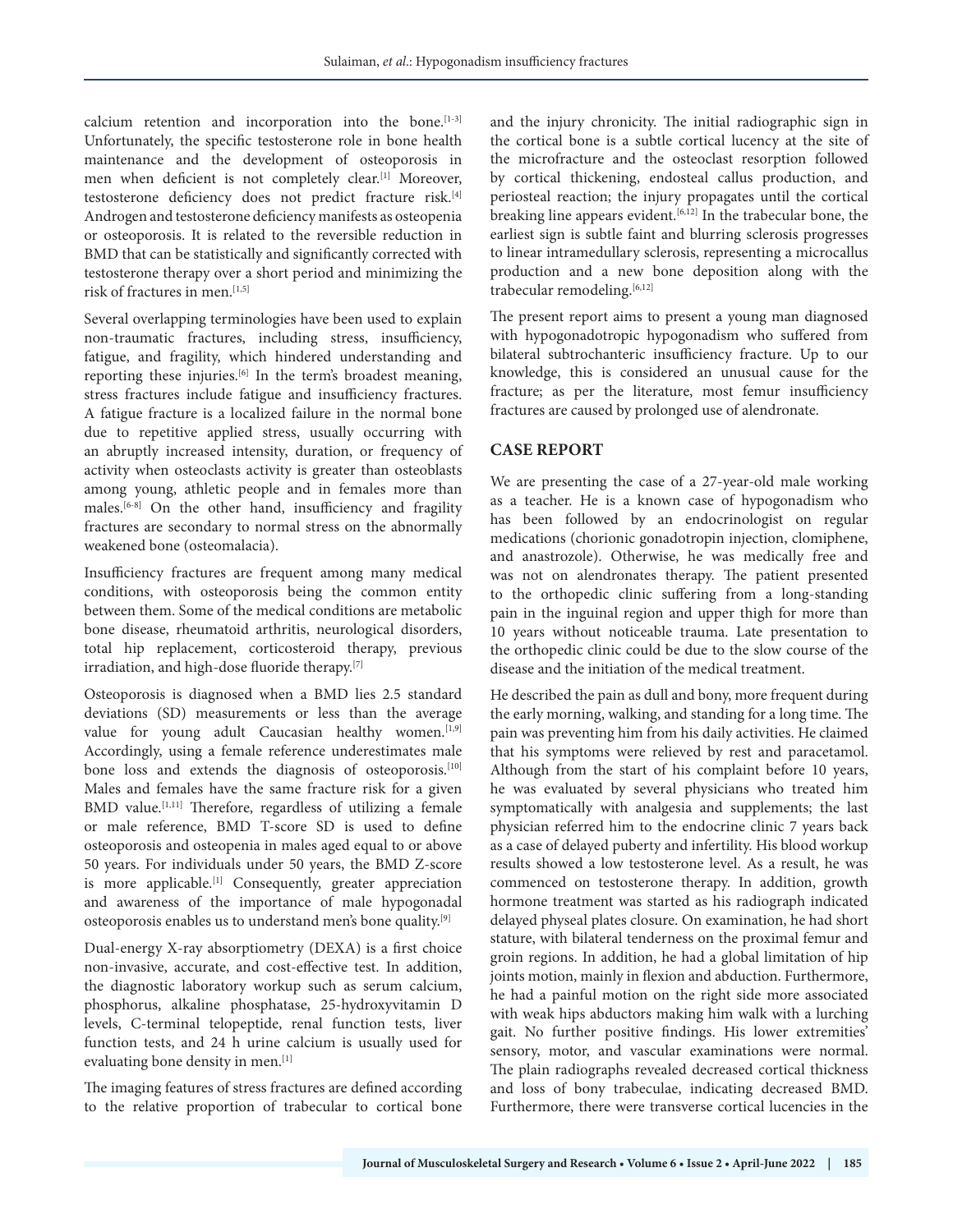calcium retention and incorporation into the bone.[1-3] Unfortunately, the specific testosterone role in bone health maintenance and the development of osteoporosis in men when deficient is not completely clear.[1] Moreover, testosterone deficiency does not predict fracture risk.[4] Androgen and testosterone deficiency manifests as osteopenia or osteoporosis. It is related to the reversible reduction in BMD that can be statistically and significantly corrected with testosterone therapy over a short period and minimizing the risk of fractures in men.[1,5]

Several overlapping terminologies have been used to explain non-traumatic fractures, including stress, insufficiency, fatigue, and fragility, which hindered understanding and reporting these injuries.[6] In the term's broadest meaning, stress fractures include fatigue and insufficiency fractures. A fatigue fracture is a localized failure in the normal bone due to repetitive applied stress, usually occurring with an abruptly increased intensity, duration, or frequency of activity when osteoclasts activity is greater than osteoblasts among young, athletic people and in females more than males.[6-8] On the other hand, insufficiency and fragility fractures are secondary to normal stress on the abnormally weakened bone (osteomalacia).

Insufficiency fractures are frequent among many medical conditions, with osteoporosis being the common entity between them. Some of the medical conditions are metabolic bone disease, rheumatoid arthritis, neurological disorders, total hip replacement, corticosteroid therapy, previous irradiation, and high-dose fluoride therapy.[7]

Osteoporosis is diagnosed when a BMD lies 2.5 standard deviations (SD) measurements or less than the average value for young adult Caucasian healthy women.[1,9] Accordingly, using a female reference underestimates male bone loss and extends the diagnosis of osteoporosis.[10] Males and females have the same fracture risk for a given BMD value.[1,11] Therefore, regardless of utilizing a female or male reference, BMD T-score SD is used to define osteoporosis and osteopenia in males aged equal to or above 50 years. For individuals under 50 years, the BMD Z-score is more applicable.[1] Consequently, greater appreciation and awareness of the importance of male hypogonadal osteoporosis enables us to understand men's bone quality.[9]

Dual-energy X-ray absorptiometry (DEXA) is a first choice non-invasive, accurate, and cost-effective test. In addition, the diagnostic laboratory workup such as serum calcium, phosphorus, alkaline phosphatase, 25-hydroxyvitamin D levels, C-terminal telopeptide, renal function tests, liver function tests, and 24 h urine calcium is usually used for evaluating bone density in men.[1]

The imaging features of stress fractures are defined according to the relative proportion of trabecular to cortical bone and the injury chronicity. The initial radiographic sign in the cortical bone is a subtle cortical lucency at the site of the microfracture and the osteoclast resorption followed by cortical thickening, endosteal callus production, and periosteal reaction; the injury propagates until the cortical breaking line appears evident.[6,12] In the trabecular bone, the earliest sign is subtle faint and blurring sclerosis progresses to linear intramedullary sclerosis, representing a microcallus production and a new bone deposition along with the trabecular remodeling.[6,12]

The present report aims to present a young man diagnosed with hypogonadotropic hypogonadism who suffered from bilateral subtrochanteric insufficiency fracture. Up to our knowledge, this is considered an unusual cause for the fracture; as per the literature, most femur insufficiency fractures are caused by prolonged use of alendronate.

## CASE REPORT

We are presenting the case of a 27-year-old male working as a teacher. He is a known case of hypogonadism who has been followed by an endocrinologist on regular medications (chorionic gonadotropin injection, clomiphene, and anastrozole). Otherwise, he was medically free and was not on alendronates therapy. The patient presented to the orthopedic clinic suffering from a long-standing pain in the inguinal region and upper thigh for more than 10 years without noticeable trauma. Late presentation to the orthopedic clinic could be due to the slow course of the disease and the initiation of the medical treatment.

He described the pain as dull and bony, more frequent during the early morning, walking, and standing for a long time. The pain was preventing him from his daily activities. He claimed that his symptoms were relieved by rest and paracetamol. Although from the start of his complaint before 10 years, he was evaluated by several physicians who treated him symptomatically with analgesia and supplements; the last physician referred him to the endocrine clinic 7 years back as a case of delayed puberty and infertility. His blood workup results showed a low testosterone level. As a result, he was commenced on testosterone therapy. In addition, growth hormone treatment was started as his radiograph indicated delayed physeal plates closure. On examination, he had short stature, with bilateral tenderness on the proximal femur and groin regions. In addition, he had a global limitation of hip joints motion, mainly in flexion and abduction. Furthermore, he had a painful motion on the right side more associated with weak hips abductors making him walk with a lurching gait. No further positive findings. His lower extremities' sensory, motor, and vascular examinations were normal. The plain radiographs revealed decreased cortical thickness and loss of bony trabeculae, indicating decreased BMD. Furthermore, there were transverse cortical lucencies in the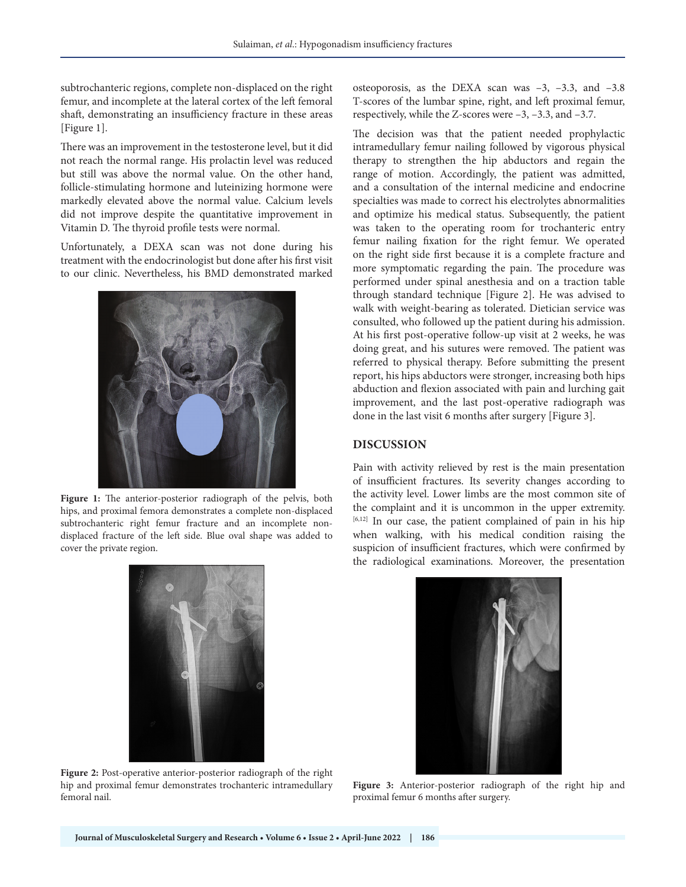subtrochanteric regions, complete non-displaced on the right femur, and incomplete at the lateral cortex of the left femoral shaft, demonstrating an insufficiency fracture in these areas [Figure 1].

There was an improvement in the testosterone level, but it did not reach the normal range. His prolactin level was reduced but still was above the normal value. On the other hand, follicle-stimulating hormone and luteinizing hormone were markedly elevated above the normal value. Calcium levels did not improve despite the quantitative improvement in Vitamin D. The thyroid profile tests were normal.

Unfortunately, a DEXA scan was not done during his treatment with the endocrinologist but done after his first visit to our clinic. Nevertheless, his BMD demonstrated marked osteoporosis, as the DEXA scan was −3, −3.3, and −3.8 T-scores of the lumbar spine, right, and left proximal femur, respectively, while the Z-scores were −3, −3.3, and −3.7.

**Figure 1:** The anterior-posterior radiograph of the pelvis, both hips, and proximal femora demonstrates a complete non-displaced subtrochanteric right femur fracture and an incomplete non-displaced fracture of the left side. Blue oval shape was added to cover the private region.

**Figure 2:** Post-operative anterior-posterior radiograph of the right hip and proximal femur demonstrates trochanteric intramedullary femoral nail.

The decision was that the patient needed prophylactic intramedullary femur nailing followed by vigorous physical therapy to strengthen the hip abductors and regain the range of motion. Accordingly, the patient was admitted, and a consultation of the internal medicine and endocrine specialties was made to correct his electrolytes abnormalities and optimize his medical status. Subsequently, the patient was taken to the operating room for trochanteric entry femur nailing fixation for the right femur. We operated on the right side first because it is a complete fracture and more symptomatic regarding the pain. The procedure was performed under spinal anesthesia and on a traction table through standard technique [Figure 2]. He was advised to walk with weight-bearing as tolerated. Dietician service was consulted, who followed up the patient during his admission. At his first post-operative follow-up visit at 2 weeks, he was doing great, and his sutures were removed. The patient was referred to physical therapy. Before submitting the present report, his hips abductors were stronger, increasing both hips abduction and flexion associated with pain and lurching gait improvement, and the last post-operative radiograph was done in the last visit 6 months after surgery [Figure 3].

## DISCUSSION

Pain with activity relieved by rest is the main presentation of insufficient fractures. Its severity changes according to the activity level. Lower limbs are the most common site of the complaint and it is uncommon in the upper extremity.[6,12] In our case, the patient complained of pain in his hip when walking, with his medical condition raising the suspicion of insufficient fractures, which were confirmed by the radiological examinations. Moreover, the presentation

**Figure 3:** Anterior-posterior radiograph of the right hip and proximal femur 6 months after surgery.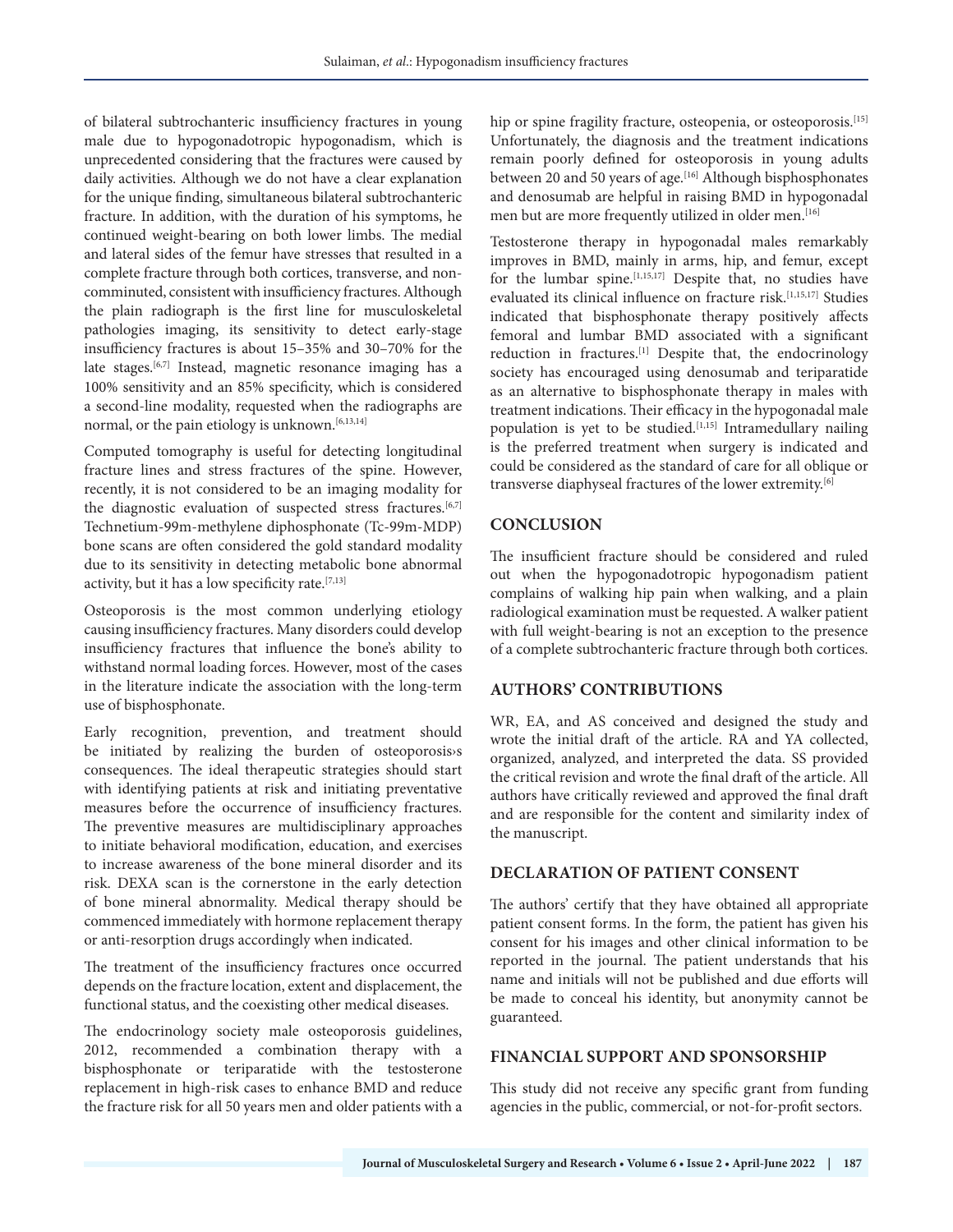of bilateral subtrochanteric insufficiency fractures in young male due to hypogonadotropic hypogonadism, which is unprecedented considering that the fractures were caused by daily activities. Although we do not have a clear explanation for the unique finding, simultaneous bilateral subtrochanteric fracture. In addition, with the duration of his symptoms, he continued weight-bearing on both lower limbs. The medial and lateral sides of the femur have stresses that resulted in a complete fracture through both cortices, transverse, and non-comminuted, consistent with insufficiency fractures. Although the plain radiograph is the first line for musculoskeletal pathologies imaging, its sensitivity to detect early-stage insufficiency fractures is about 15–35% and 30–70% for the late stages.[6,7] Instead, magnetic resonance imaging has a 100% sensitivity and an 85% specificity, which is considered a second-line modality, requested when the radiographs are normal, or the pain etiology is unknown.[6,13,14]

Computed tomography is useful for detecting longitudinal fracture lines and stress fractures of the spine. However, recently, it is not considered to be an imaging modality for the diagnostic evaluation of suspected stress fractures.[6,7] Technetium-99m-methylene diphosphonate (Tc-99m-MDP) bone scans are often considered the gold standard modality due to its sensitivity in detecting metabolic bone abnormal activity, but it has a low specificity rate.[7,13]

Osteoporosis is the most common underlying etiology causing insufficiency fractures. Many disorders could develop insufficiency fractures that influence the bone's ability to withstand normal loading forces. However, most of the cases in the literature indicate the association with the long-term use of bisphosphonate.

Early recognition, prevention, and treatment should be initiated by realizing the burden of osteoporosis›s consequences. The ideal therapeutic strategies should start with identifying patients at risk and initiating preventative measures before the occurrence of insufficiency fractures. The preventive measures are multidisciplinary approaches to initiate behavioral modification, education, and exercises to increase awareness of the bone mineral disorder and its risk. DEXA scan is the cornerstone in the early detection of bone mineral abnormality. Medical therapy should be commenced immediately with hormone replacement therapy or anti-resorption drugs accordingly when indicated.

The treatment of the insufficiency fractures once occurred depends on the fracture location, extent and displacement, the functional status, and the coexisting other medical diseases.

The endocrinology society male osteoporosis guidelines, 2012, recommended a combination therapy with a bisphosphonate or teriparatide with the testosterone replacement in high-risk cases to enhance BMD and reduce the fracture risk for all 50 years men and older patients with a hip or spine fragility fracture, osteopenia, or osteoporosis.[15] Unfortunately, the diagnosis and the treatment indications remain poorly defined for osteoporosis in young adults between 20 and 50 years of age.[16] Although bisphosphonates and denosumab are helpful in raising BMD in hypogonadal men but are more frequently utilized in older men.[16]

Testosterone therapy in hypogonadal males remarkably improves in BMD, mainly in arms, hip, and femur, except for the lumbar spine.[1,15,17] Despite that, no studies have evaluated its clinical influence on fracture risk.[1,15,17] Studies indicated that bisphosphonate therapy positively affects femoral and lumbar BMD associated with a significant reduction in fractures.[1] Despite that, the endocrinology society has encouraged using denosumab and teriparatide as an alternative to bisphosphonate therapy in males with treatment indications. Their efficacy in the hypogonadal male population is yet to be studied.[1,15] Intramedullary nailing is the preferred treatment when surgery is indicated and could be considered as the standard of care for all oblique or transverse diaphyseal fractures of the lower extremity.[6]

## CONCLUSION

The insufficient fracture should be considered and ruled out when the hypogonadotropic hypogonadism patient complains of walking hip pain when walking, and a plain radiological examination must be requested. A walker patient with full weight-bearing is not an exception to the presence of a complete subtrochanteric fracture through both cortices.

## AUTHORS' CONTRIBUTIONS

WR, EA, and AS conceived and designed the study and wrote the initial draft of the article. RA and YA collected, organized, analyzed, and interpreted the data. SS provided the critical revision and wrote the final draft of the article. All authors have critically reviewed and approved the final draft and are responsible for the content and similarity index of the manuscript.

## DECLARATION OF PATIENT CONSENT

The authors' certify that they have obtained all appropriate patient consent forms. In the form, the patient has given his consent for his images and other clinical information to be reported in the journal. The patient understands that his name and initials will not be published and due efforts will be made to conceal his identity, but anonymity cannot be guaranteed.

## FINANCIAL SUPPORT AND SPONSORSHIP

This study did not receive any specific grant from funding agencies in the public, commercial, or not-for-profit sectors.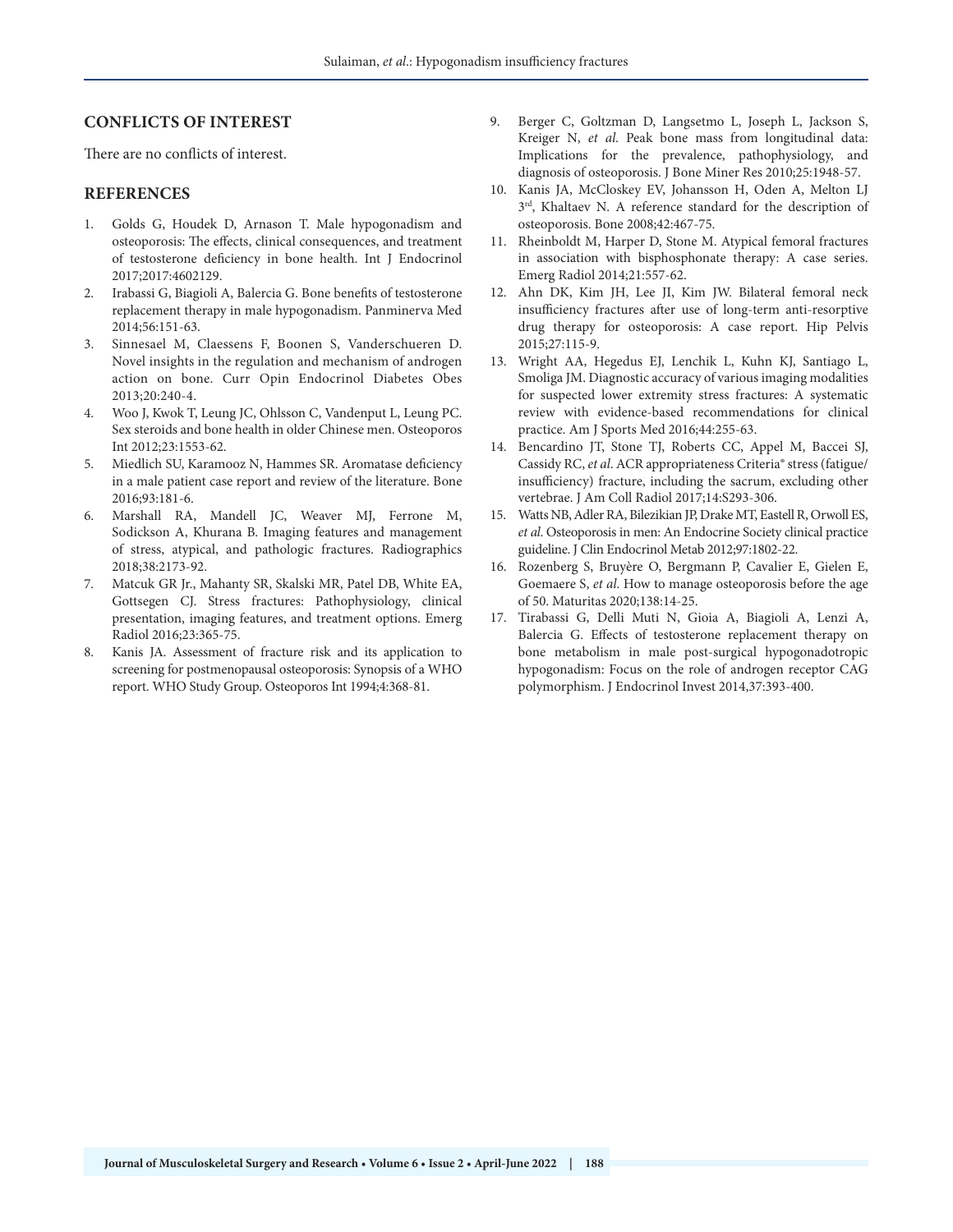## CONFLICTS OF INTEREST

There are no conflicts of interest.

## REFERENCES

1. Golds G, Houdek D, Arnason T. Male hypogonadism and osteoporosis: The effects, clinical consequences, and treatment of testosterone deficiency in bone health. Int J Endocrinol 2017;2017:4602129.
2. Irabassi G, Biagioli A, Balercia G. Bone benefits of testosterone replacement therapy in male hypogonadism. Panminerva Med 2014;56:151-63.
3. Sinnesael M, Claessens F, Boonen S, Vanderschueren D. Novel insights in the regulation and mechanism of androgen action on bone. Curr Opin Endocrinol Diabetes Obes 2013;20:240-4.
4. Woo J, Kwok T, Leung JC, Ohlsson C, Vandenput L, Leung PC. Sex steroids and bone health in older Chinese men. Osteoporos Int 2012;23:1553-62.
5. Miedlich SU, Karamooz N, Hammes SR. Aromatase deficiency in a male patient case report and review of the literature. Bone 2016;93:181-6.
6. Marshall RA, Mandell JC, Weaver MJ, Ferrone M, Sodickson A, Khurana B. Imaging features and management of stress, atypical, and pathologic fractures. Radiographics 2018;38:2173-92.
7. Matcuk GR Jr., Mahanty SR, Skalski MR, Patel DB, White EA, Gottsegen CJ. Stress fractures: Pathophysiology, clinical presentation, imaging features, and treatment options. Emerg Radiol 2016;23:365-75.
8. Kanis JA. Assessment of fracture risk and its application to screening for postmenopausal osteoporosis: Synopsis of a WHO report. WHO Study Group. Osteoporos Int 1994;4:368-81.
9. Berger C, Goltzman D, Langsetmo L, Joseph L, Jackson S, Kreiger N, *et al*. Peak bone mass from longitudinal data: Implications for the prevalence, pathophysiology, and diagnosis of osteoporosis. J Bone Miner Res 2010;25:1948-57.
10. Kanis JA, McCloskey EV, Johansson H, Oden A, Melton LJ 3rd, Khaltaev N. A reference standard for the description of osteoporosis. Bone 2008;42:467-75.
11. Rheinboldt M, Harper D, Stone M. Atypical femoral fractures in association with bisphosphonate therapy: A case series. Emerg Radiol 2014;21:557-62.
12. Ahn DK, Kim JH, Lee JI, Kim JW. Bilateral femoral neck insufficiency fractures after use of long-term anti-resorptive drug therapy for osteoporosis: A case report. Hip Pelvis 2015;27:115-9.
13. Wright AA, Hegedus EJ, Lenchik L, Kuhn KJ, Santiago L, Smoliga JM. Diagnostic accuracy of various imaging modalities for suspected lower extremity stress fractures: A systematic review with evidence-based recommendations for clinical practice. Am J Sports Med 2016;44:255-63.
14. Bencardino JT, Stone TJ, Roberts CC, Appel M, Baccei SJ, Cassidy RC, *et al*. ACR appropriateness Criteria® stress (fatigue/insufficiency) fracture, including the sacrum, excluding other vertebrae. J Am Coll Radiol 2017;14:S293-306.
15. Watts NB, Adler RA, Bilezikian JP, Drake MT, Eastell R, Orwoll ES, *et al*. Osteoporosis in men: An Endocrine Society clinical practice guideline. J Clin Endocrinol Metab 2012;97:1802-22.
16. Rozenberg S, Bruyère O, Bergmann P, Cavalier E, Gielen E, Goemaere S, *et al*. How to manage osteoporosis before the age of 50. Maturitas 2020;138:14-25.
17. Tirabassi G, Delli Muti N, Gioia A, Biagioli A, Lenzi A, Balercia G. Effects of testosterone replacement therapy on bone metabolism in male post-surgical hypogonadotropic hypogonadism: Focus on the role of androgen receptor CAG polymorphism. J Endocrinol Invest 2014,37:393-400.